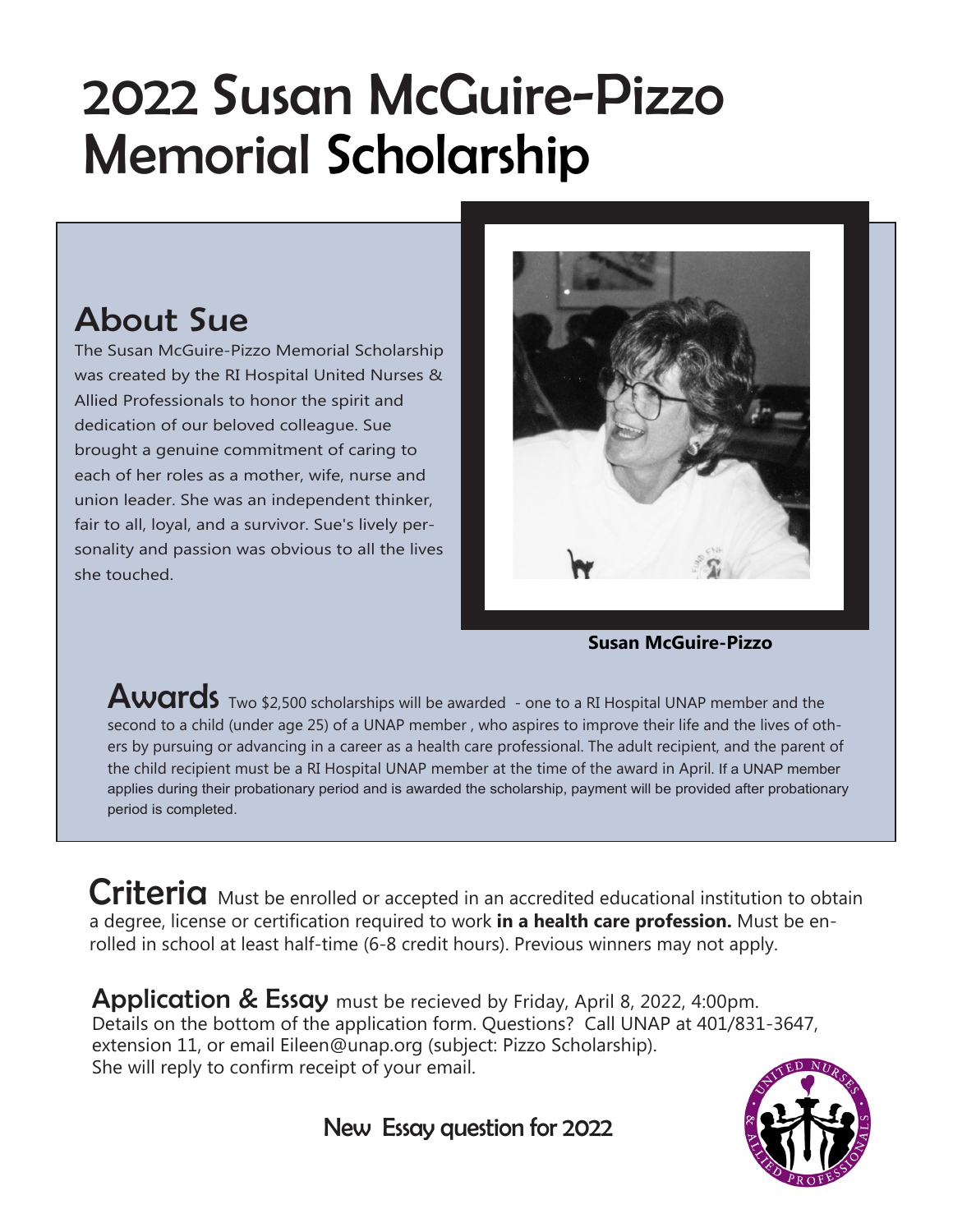# 2022 Susan McGuire-Pizzo Memorial Scholarship

## About Sue

The Susan McGuire-Pizzo Memorial Scholarship was created by the RI Hospital United Nurses & Allied Professionals to honor the spirit and dedication of our beloved colleague. Sue brought a genuine commitment of caring to each of her roles as a mother, wife, nurse and union leader. She was an independent thinker, fair to all, loyal, and a survivor. Sue's lively personality and passion was obvious to all the lives she touched.

**Susan McGuire-Pizzo**

## Awards

Two $2,500 scholarships will be awarded - one to a RI Hospital UNAP member and the second to a child (under age 25) of a UNAP member , who aspires to improve their life and the lives of others by pursuing or advancing in a career as a health care professional. The adult recipient, and the parent of the child recipient must be a RI Hospital UNAP member at the time of the award in April. If a UNAP member applies during their probationary period and is awarded the scholarship, payment will be provided after probationary period is completed.

## Criteria

Must be enrolled or accepted in an accredited educational institution to obtain a degree, license or certification required to work **in a health care profession.** Must be enrolled in school at least half-time (6-8 credit hours). Previous winners may not apply.

## Application & Essay

must be recieved by Friday, April 8, 2022, 4:00pm. Details on the bottom of the application form. Questions? Call UNAP at 401/831-3647, extension 11, or email Eileen@unap.org (subject: Pizzo Scholarship). She will reply to confirm receipt of your email.

New Essay question for 2022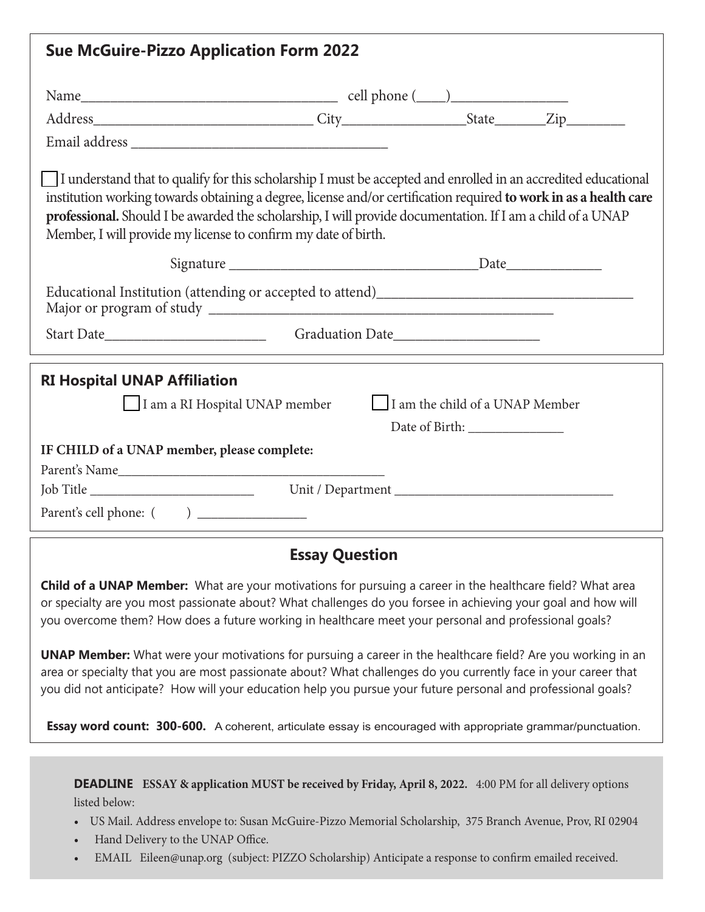## Sue McGuire-Pizzo Application Form 2022

Name_____________________________________ cell phone (____)________________

Address______________________________ City_________________State_______Zip________

Email address ___________________________________

☐ I understand that to qualify for this scholarship I must be accepted and enrolled in an accredited educational institution working towards obtaining a degree, license and/or certification required **to work in as a health care professional.** Should I be awarded the scholarship, I will provide documentation. If I am a child of a UNAP Member, I will provide my license to confirm my date of birth.

Signature __________________________________Date_____________

Educational Institution (attending or accepted to attend)__________________________________

Major or program of study ________________________________________________

Start Date_______________________ Graduation Date_____________________

## RI Hospital UNAP Affiliation

☐ I am a RI Hospital UNAP member ☐ I am the child of a UNAP Member

Date of Birth: ______________

**IF CHILD of a UNAP member, please complete:**

Parent's Name________________________________________

Job Title ________________________ Unit / Department _________________________________

Parent's cell phone: ( ) ________________

## Essay Question

**Child of a UNAP Member:** What are your motivations for pursuing a career in the healthcare field? What area or specialty are you most passionate about? What challenges do you forsee in achieving your goal and how will you overcome them? How does a future working in healthcare meet your personal and professional goals?

**UNAP Member:** What were your motivations for pursuing a career in the healthcare field? Are you working in an area or specialty that you are most passionate about? What challenges do you currently face in your career that you did not anticipate? How will your education help you pursue your future personal and professional goals?

**Essay word count: 300-600.** A coherent, articulate essay is encouraged with appropriate grammar/punctuation.

**DEADLINE ESSAY & application MUST be received by Friday, April 8, 2022.** 4:00 PM for all delivery options listed below:

- US Mail. Address envelope to: Susan McGuire-Pizzo Memorial Scholarship, 375 Branch Avenue, Prov, RI 02904
- Hand Delivery to the UNAP Office.
- EMAIL Eileen@unap.org (subject: PIZZO Scholarship) Anticipate a response to confirm emailed received.